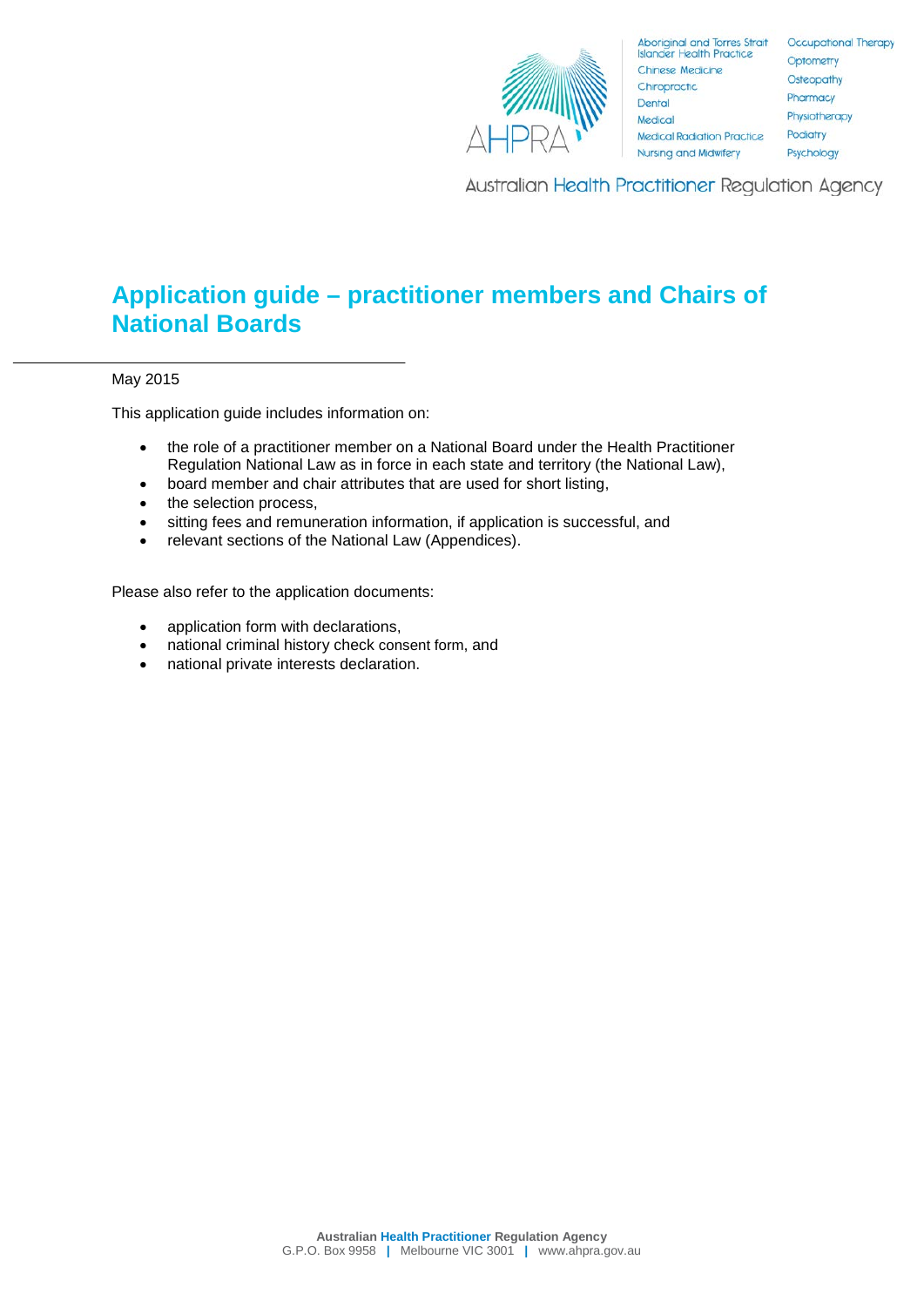# Application guide – practitioner members and Chairs of National Boards

May 2015

This application guide includes information on:

- the role of a practitioner member on a National Board under the Health Practitioner Regulation National Law as in force in each state and territory (the National Law),
- board member and chair attributes that are used for short listing,
- the selection process,
- sitting fees and remuneration information, if application is successful, and
- relevant sections of the National Law (Appendices).

Please also refer to the application documents:

- application form with declarations,
- national criminal history check consent form, and
- national private interests declaration.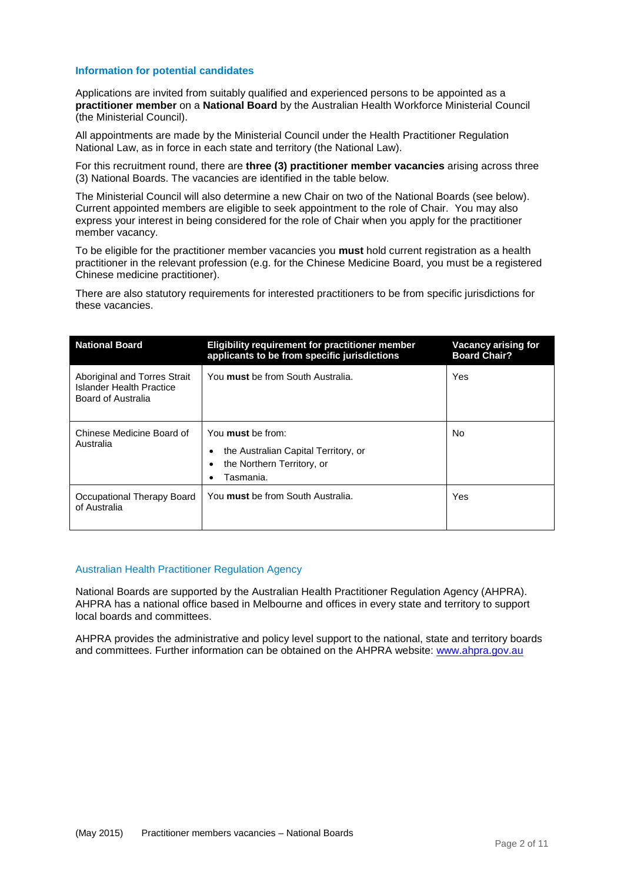## Information for potential candidates

Applications are invited from suitably qualified and experienced persons to be appointed as a **practitioner member** on a **National Board** by the Australian Health Workforce Ministerial Council (the Ministerial Council).

All appointments are made by the Ministerial Council under the Health Practitioner Regulation National Law, as in force in each state and territory (the National Law).

For this recruitment round, there are **three (3) practitioner member vacancies** arising across three (3) National Boards. The vacancies are identified in the table below.

The Ministerial Council will also determine a new Chair on two of the National Boards (see below). Current appointed members are eligible to seek appointment to the role of Chair. You may also express your interest in being considered for the role of Chair when you apply for the practitioner member vacancy.

To be eligible for the practitioner member vacancies you **must** hold current registration as a health practitioner in the relevant profession (e.g. for the Chinese Medicine Board, you must be a registered Chinese medicine practitioner).

There are also statutory requirements for interested practitioners to be from specific jurisdictions for these vacancies.

| National Board | Eligibility requirement for practitioner member applicants to be from specific jurisdictions | Vacancy arising for Board Chair? |
|---|---|---|
| Aboriginal and Torres Strait Islander Health Practice Board of Australia | You **must** be from South Australia. | Yes |
| Chinese Medicine Board of Australia | You **must** be from:<br>• the Australian Capital Territory, or<br>• the Northern Territory, or<br>• Tasmania. | No |
| Occupational Therapy Board of Australia | You **must** be from South Australia. | Yes |

## Australian Health Practitioner Regulation Agency

National Boards are supported by the Australian Health Practitioner Regulation Agency (AHPRA). AHPRA has a national office based in Melbourne and offices in every state and territory to support local boards and committees.

AHPRA provides the administrative and policy level support to the national, state and territory boards and committees. Further information can be obtained on the AHPRA website: www.ahpra.gov.au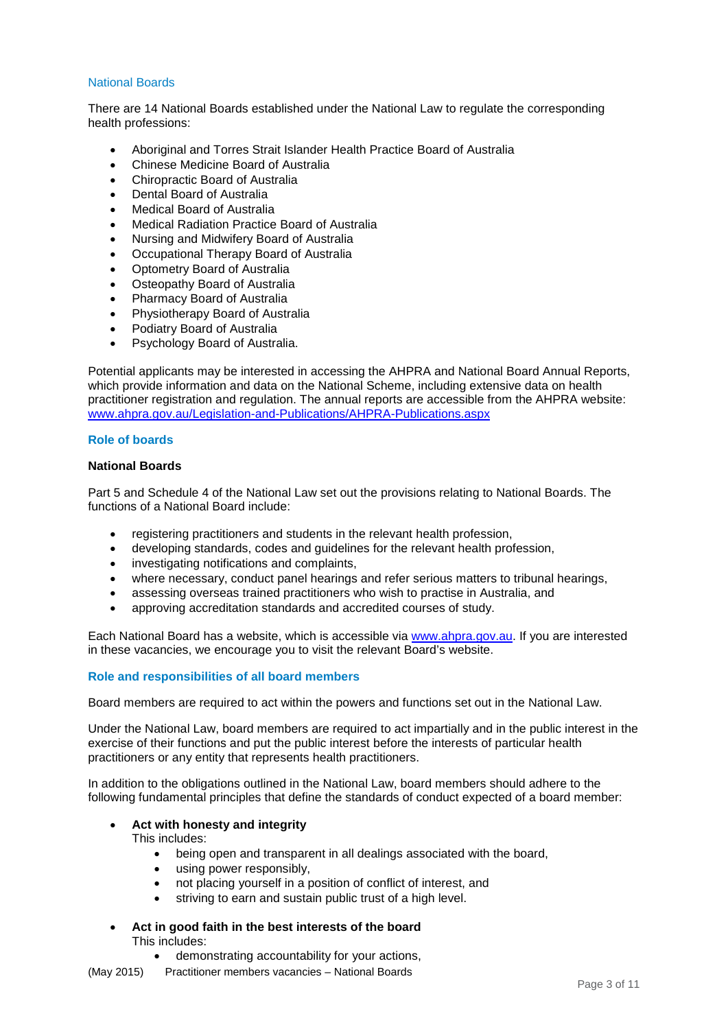## National Boards

There are 14 National Boards established under the National Law to regulate the corresponding health professions:

- Aboriginal and Torres Strait Islander Health Practice Board of Australia
- Chinese Medicine Board of Australia
- Chiropractic Board of Australia
- Dental Board of Australia
- Medical Board of Australia
- Medical Radiation Practice Board of Australia
- Nursing and Midwifery Board of Australia
- Occupational Therapy Board of Australia
- Optometry Board of Australia
- Osteopathy Board of Australia
- Pharmacy Board of Australia
- Physiotherapy Board of Australia
- Podiatry Board of Australia
- Psychology Board of Australia.

Potential applicants may be interested in accessing the AHPRA and National Board Annual Reports, which provide information and data on the National Scheme, including extensive data on health practitioner registration and regulation. The annual reports are accessible from the AHPRA website: [www.ahpra.gov.au/Legislation-and-Publications/AHPRA-Publications.aspx](www.ahpra.gov.au/Legislation-and-Publications/AHPRA-Publications.aspx)

## Role of boards

### National Boards

Part 5 and Schedule 4 of the National Law set out the provisions relating to National Boards. The functions of a National Board include:

- registering practitioners and students in the relevant health profession,
- developing standards, codes and guidelines for the relevant health profession,
- investigating notifications and complaints,
- where necessary, conduct panel hearings and refer serious matters to tribunal hearings,
- assessing overseas trained practitioners who wish to practise in Australia, and
- approving accreditation standards and accredited courses of study.

Each National Board has a website, which is accessible via [www.ahpra.gov.au](www.ahpra.gov.au). If you are interested in these vacancies, we encourage you to visit the relevant Board's website.

## Role and responsibilities of all board members

Board members are required to act within the powers and functions set out in the National Law.

Under the National Law, board members are required to act impartially and in the public interest in the exercise of their functions and put the public interest before the interests of particular health practitioners or any entity that represents health practitioners.

In addition to the obligations outlined in the National Law, board members should adhere to the following fundamental principles that define the standards of conduct expected of a board member:

- **Act with honesty and integrity**
  This includes:
  - being open and transparent in all dealings associated with the board,
  - using power responsibly,
  - not placing yourself in a position of conflict of interest, and
  - striving to earn and sustain public trust of a high level.
- **Act in good faith in the best interests of the board**
  This includes:
  - demonstrating accountability for your actions,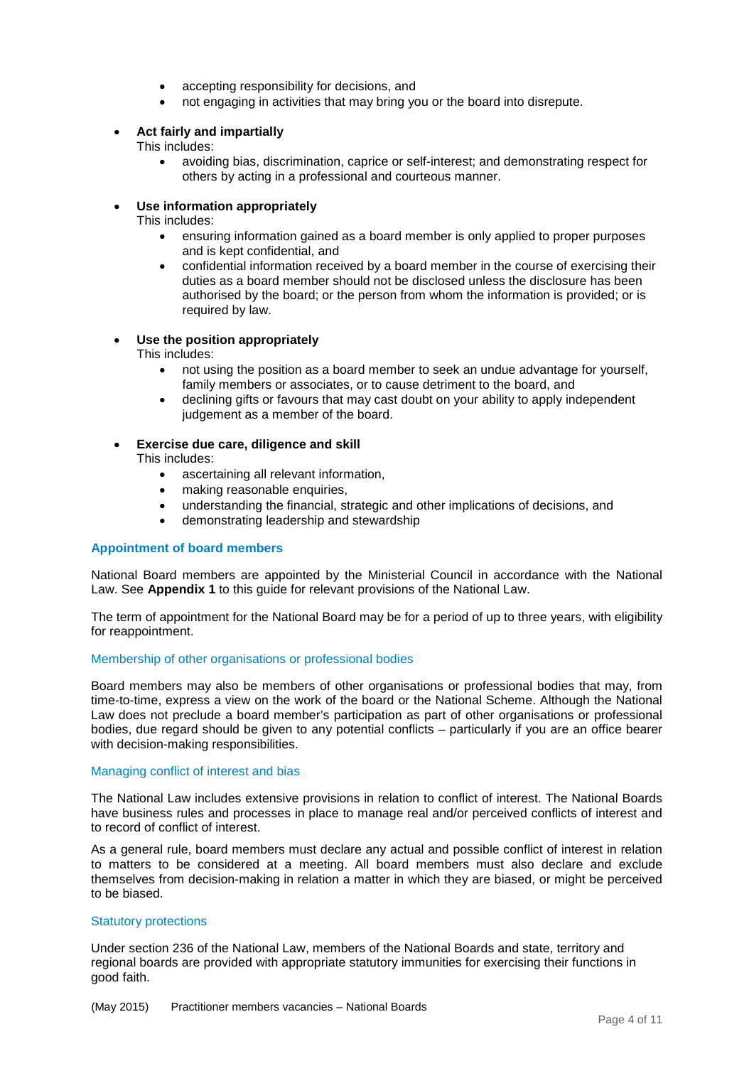- accepting responsibility for decisions, and
  - not engaging in activities that may bring you or the board into disrepute.

- **Act fairly and impartially**
  This includes:
  - avoiding bias, discrimination, caprice or self-interest; and demonstrating respect for others by acting in a professional and courteous manner.

- **Use information appropriately**
  This includes:
  - ensuring information gained as a board member is only applied to proper purposes and is kept confidential, and
  - confidential information received by a board member in the course of exercising their duties as a board member should not be disclosed unless the disclosure has been authorised by the board; or the person from whom the information is provided; or is required by law.

- **Use the position appropriately**
  This includes:
  - not using the position as a board member to seek an undue advantage for yourself, family members or associates, or to cause detriment to the board, and
  - declining gifts or favours that may cast doubt on your ability to apply independent judgement as a member of the board.

- **Exercise due care, diligence and skill**
  This includes:
  - ascertaining all relevant information,
  - making reasonable enquiries,
  - understanding the financial, strategic and other implications of decisions, and
  - demonstrating leadership and stewardship

## Appointment of board members

National Board members are appointed by the Ministerial Council in accordance with the National Law. See **Appendix 1** to this guide for relevant provisions of the National Law.

The term of appointment for the National Board may be for a period of up to three years, with eligibility for reappointment.

### Membership of other organisations or professional bodies

Board members may also be members of other organisations or professional bodies that may, from time-to-time, express a view on the work of the board or the National Scheme. Although the National Law does not preclude a board member's participation as part of other organisations or professional bodies, due regard should be given to any potential conflicts – particularly if you are an office bearer with decision-making responsibilities.

### Managing conflict of interest and bias

The National Law includes extensive provisions in relation to conflict of interest. The National Boards have business rules and processes in place to manage real and/or perceived conflicts of interest and to record of conflict of interest.

As a general rule, board members must declare any actual and possible conflict of interest in relation to matters to be considered at a meeting. All board members must also declare and exclude themselves from decision-making in relation a matter in which they are biased, or might be perceived to be biased.

### Statutory protections

Under section 236 of the National Law, members of the National Boards and state, territory and regional boards are provided with appropriate statutory immunities for exercising their functions in good faith.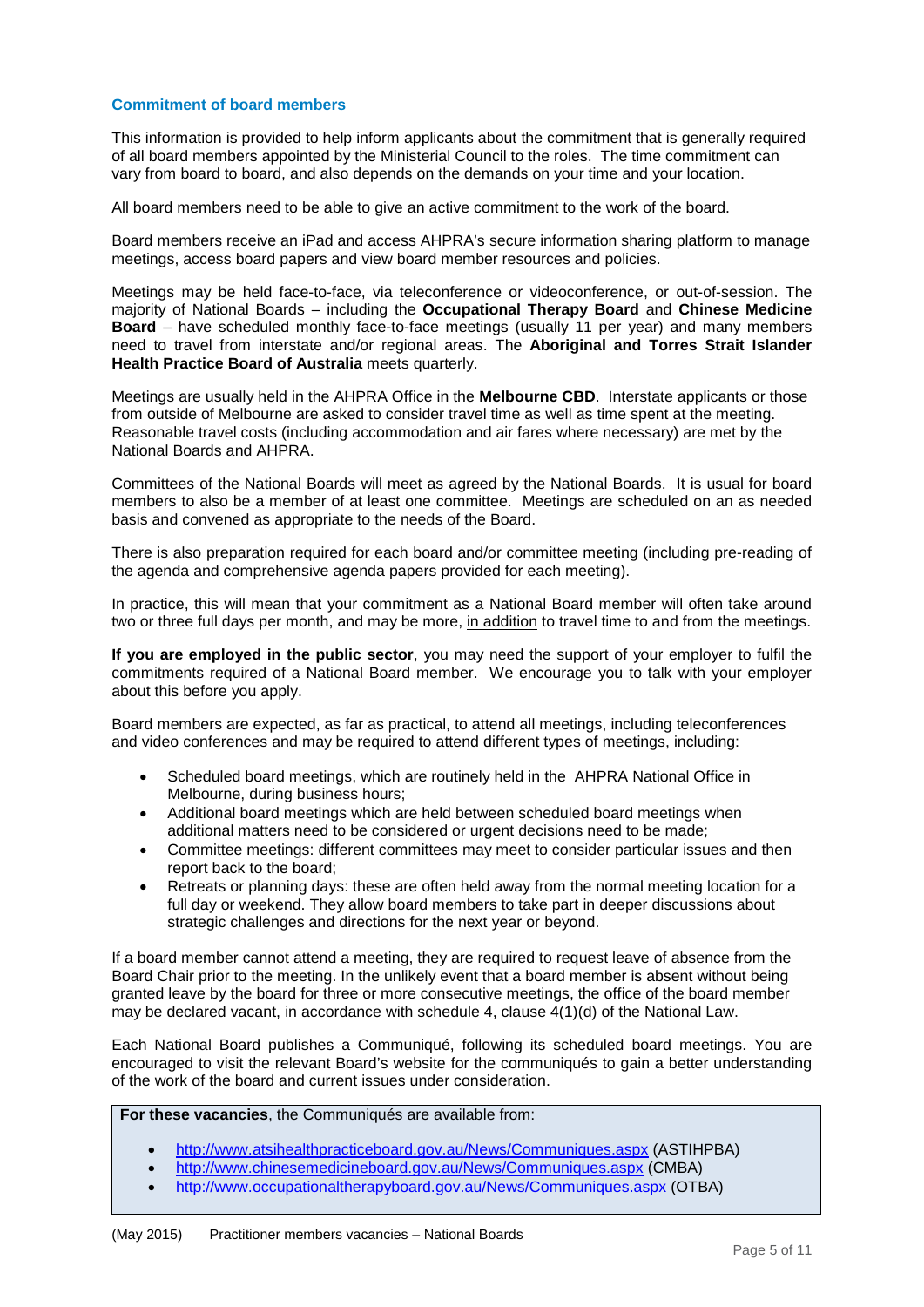### Commitment of board members

This information is provided to help inform applicants about the commitment that is generally required of all board members appointed by the Ministerial Council to the roles. The time commitment can vary from board to board, and also depends on the demands on your time and your location.

All board members need to be able to give an active commitment to the work of the board.

Board members receive an iPad and access AHPRA's secure information sharing platform to manage meetings, access board papers and view board member resources and policies.

Meetings may be held face-to-face, via teleconference or videoconference, or out-of-session. The majority of National Boards – including the **Occupational Therapy Board** and **Chinese Medicine Board** – have scheduled monthly face-to-face meetings (usually 11 per year) and many members need to travel from interstate and/or regional areas. The **Aboriginal and Torres Strait Islander Health Practice Board of Australia** meets quarterly.

Meetings are usually held in the AHPRA Office in the **Melbourne CBD**. Interstate applicants or those from outside of Melbourne are asked to consider travel time as well as time spent at the meeting. Reasonable travel costs (including accommodation and air fares where necessary) are met by the National Boards and AHPRA.

Committees of the National Boards will meet as agreed by the National Boards. It is usual for board members to also be a member of at least one committee. Meetings are scheduled on an as needed basis and convened as appropriate to the needs of the Board.

There is also preparation required for each board and/or committee meeting (including pre-reading of the agenda and comprehensive agenda papers provided for each meeting).

In practice, this will mean that your commitment as a National Board member will often take around two or three full days per month, and may be more, in addition to travel time to and from the meetings.

**If you are employed in the public sector**, you may need the support of your employer to fulfil the commitments required of a National Board member. We encourage you to talk with your employer about this before you apply.

Board members are expected, as far as practical, to attend all meetings, including teleconferences and video conferences and may be required to attend different types of meetings, including:

- Scheduled board meetings, which are routinely held in the AHPRA National Office in Melbourne, during business hours;
- Additional board meetings which are held between scheduled board meetings when additional matters need to be considered or urgent decisions need to be made;
- Committee meetings: different committees may meet to consider particular issues and then report back to the board;
- Retreats or planning days: these are often held away from the normal meeting location for a full day or weekend. They allow board members to take part in deeper discussions about strategic challenges and directions for the next year or beyond.

If a board member cannot attend a meeting, they are required to request leave of absence from the Board Chair prior to the meeting. In the unlikely event that a board member is absent without being granted leave by the board for three or more consecutive meetings, the office of the board member may be declared vacant, in accordance with schedule 4, clause 4(1)(d) of the National Law.

Each National Board publishes a Communiqué, following its scheduled board meetings. You are encouraged to visit the relevant Board's website for the communiqués to gain a better understanding of the work of the board and current issues under consideration.

**For these vacancies**, the Communiqués are available from:

- http://www.atsihealthpracticeboard.gov.au/News/Communiques.aspx (ASTIHPBA)
- http://www.chinesemedicineboard.gov.au/News/Communiques.aspx (CMBA)
- http://www.occupationaltherapyboard.gov.au/News/Communiques.aspx (OTBA)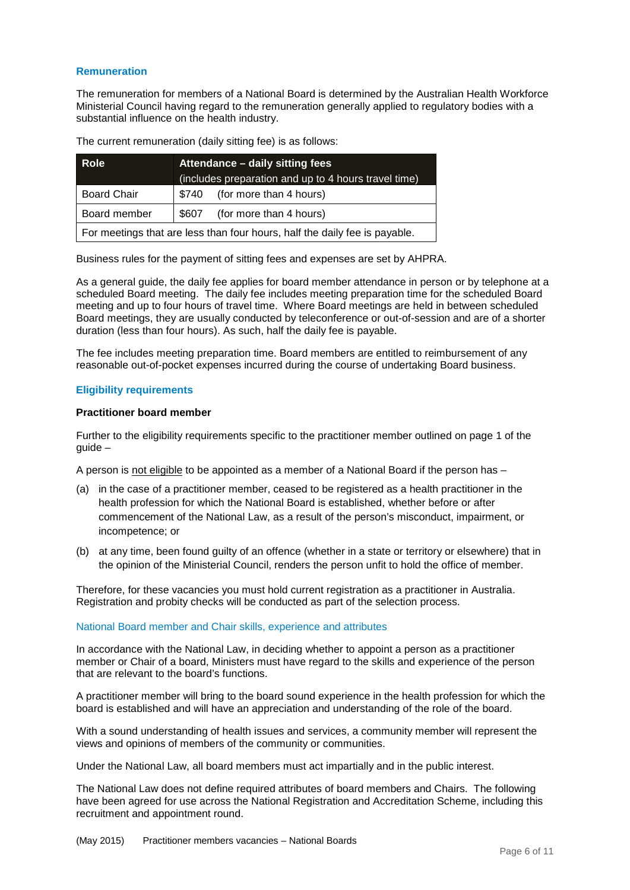## Remuneration

The remuneration for members of a National Board is determined by the Australian Health Workforce Ministerial Council having regard to the remuneration generally applied to regulatory bodies with a substantial influence on the health industry.

The current remuneration (daily sitting fee) is as follows:

| Role | Attendance – daily sitting fees (includes preparation and up to 4 hours travel time) |
|---|---|
| Board Chair | $740 (for more than 4 hours) |
| Board member | $607 (for more than 4 hours) |
| For meetings that are less than four hours, half the daily fee is payable. | |

Business rules for the payment of sitting fees and expenses are set by AHPRA.

As a general guide, the daily fee applies for board member attendance in person or by telephone at a scheduled Board meeting. The daily fee includes meeting preparation time for the scheduled Board meeting and up to four hours of travel time. Where Board meetings are held in between scheduled Board meetings, they are usually conducted by teleconference or out-of-session and are of a shorter duration (less than four hours). As such, half the daily fee is payable.

The fee includes meeting preparation time. Board members are entitled to reimbursement of any reasonable out-of-pocket expenses incurred during the course of undertaking Board business.

## Eligibility requirements

**Practitioner board member**

Further to the eligibility requirements specific to the practitioner member outlined on page 1 of the guide –

A person is not eligible to be appointed as a member of a National Board if the person has –

(a) in the case of a practitioner member, ceased to be registered as a health practitioner in the health profession for which the National Board is established, whether before or after commencement of the National Law, as a result of the person's misconduct, impairment, or incompetence; or

(b) at any time, been found guilty of an offence (whether in a state or territory or elsewhere) that in the opinion of the Ministerial Council, renders the person unfit to hold the office of member.

Therefore, for these vacancies you must hold current registration as a practitioner in Australia. Registration and probity checks will be conducted as part of the selection process.

### National Board member and Chair skills, experience and attributes

In accordance with the National Law, in deciding whether to appoint a person as a practitioner member or Chair of a board, Ministers must have regard to the skills and experience of the person that are relevant to the board's functions.

A practitioner member will bring to the board sound experience in the health profession for which the board is established and will have an appreciation and understanding of the role of the board.

With a sound understanding of health issues and services, a community member will represent the views and opinions of members of the community or communities.

Under the National Law, all board members must act impartially and in the public interest.

The National Law does not define required attributes of board members and Chairs. The following have been agreed for use across the National Registration and Accreditation Scheme, including this recruitment and appointment round.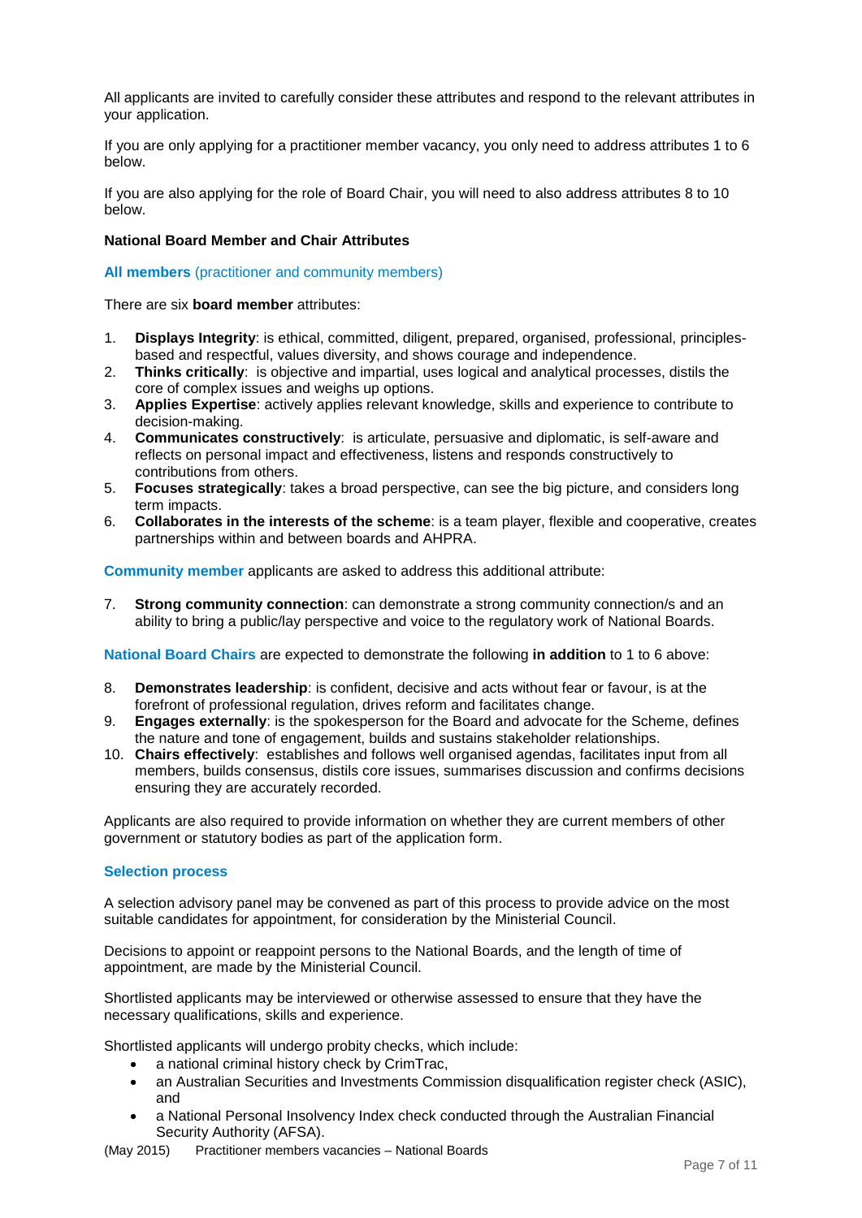All applicants are invited to carefully consider these attributes and respond to the relevant attributes in your application.

If you are only applying for a practitioner member vacancy, you only need to address attributes 1 to 6 below.

If you are also applying for the role of Board Chair, you will need to also address attributes 8 to 10 below.

**National Board Member and Chair Attributes**

**All members** (practitioner and community members)

There are six **board member** attributes:

1. **Displays Integrity**: is ethical, committed, diligent, prepared, organised, professional, principles-based and respectful, values diversity, and shows courage and independence.
2. **Thinks critically**: is objective and impartial, uses logical and analytical processes, distils the core of complex issues and weighs up options.
3. **Applies Expertise**: actively applies relevant knowledge, skills and experience to contribute to decision-making.
4. **Communicates constructively**: is articulate, persuasive and diplomatic, is self-aware and reflects on personal impact and effectiveness, listens and responds constructively to contributions from others.
5. **Focuses strategically**: takes a broad perspective, can see the big picture, and considers long term impacts.
6. **Collaborates in the interests of the scheme**: is a team player, flexible and cooperative, creates partnerships within and between boards and AHPRA.

**Community member** applicants are asked to address this additional attribute:

7. **Strong community connection**: can demonstrate a strong community connection/s and an ability to bring a public/lay perspective and voice to the regulatory work of National Boards.

**National Board Chairs** are expected to demonstrate the following **in addition** to 1 to 6 above:

8. **Demonstrates leadership**: is confident, decisive and acts without fear or favour, is at the forefront of professional regulation, drives reform and facilitates change.
9. **Engages externally**: is the spokesperson for the Board and advocate for the Scheme, defines the nature and tone of engagement, builds and sustains stakeholder relationships.
10. **Chairs effectively**: establishes and follows well organised agendas, facilitates input from all members, builds consensus, distils core issues, summarises discussion and confirms decisions ensuring they are accurately recorded.

Applicants are also required to provide information on whether they are current members of other government or statutory bodies as part of the application form.

### Selection process

A selection advisory panel may be convened as part of this process to provide advice on the most suitable candidates for appointment, for consideration by the Ministerial Council.

Decisions to appoint or reappoint persons to the National Boards, and the length of time of appointment, are made by the Ministerial Council.

Shortlisted applicants may be interviewed or otherwise assessed to ensure that they have the necessary qualifications, skills and experience.

Shortlisted applicants will undergo probity checks, which include:

- a national criminal history check by CrimTrac,
- an Australian Securities and Investments Commission disqualification register check (ASIC), and
- a National Personal Insolvency Index check conducted through the Australian Financial Security Authority (AFSA).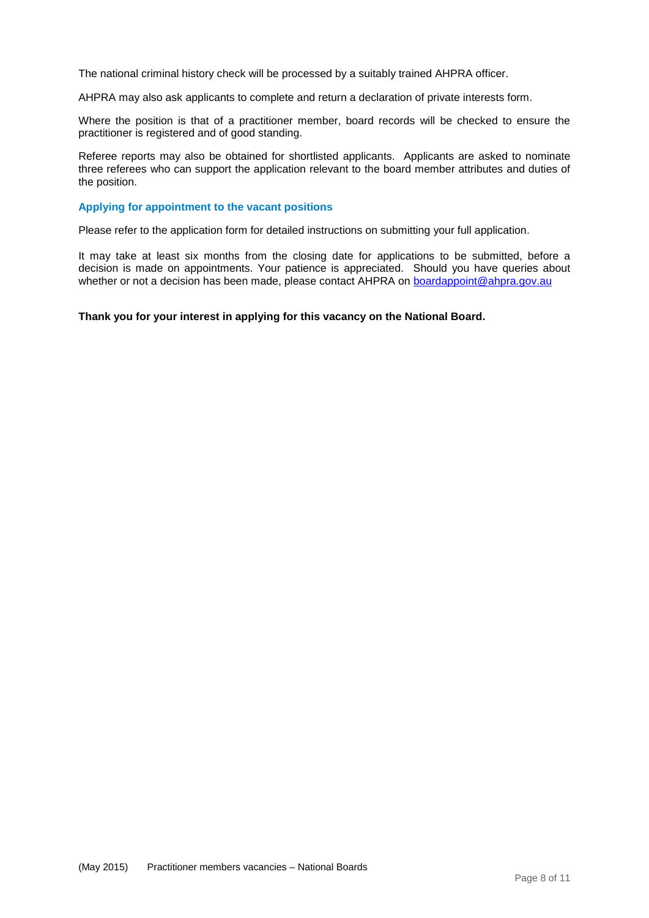The national criminal history check will be processed by a suitably trained AHPRA officer.

AHPRA may also ask applicants to complete and return a declaration of private interests form.

Where the position is that of a practitioner member, board records will be checked to ensure the practitioner is registered and of good standing.

Referee reports may also be obtained for shortlisted applicants. Applicants are asked to nominate three referees who can support the application relevant to the board member attributes and duties of the position.

### Applying for appointment to the vacant positions

Please refer to the application form for detailed instructions on submitting your full application.

It may take at least six months from the closing date for applications to be submitted, before a decision is made on appointments. Your patience is appreciated. Should you have queries about whether or not a decision has been made, please contact AHPRA on [boardappoint@ahpra.gov.au](mailto:boardappoint@ahpra.gov.au)

**Thank you for your interest in applying for this vacancy on the National Board.**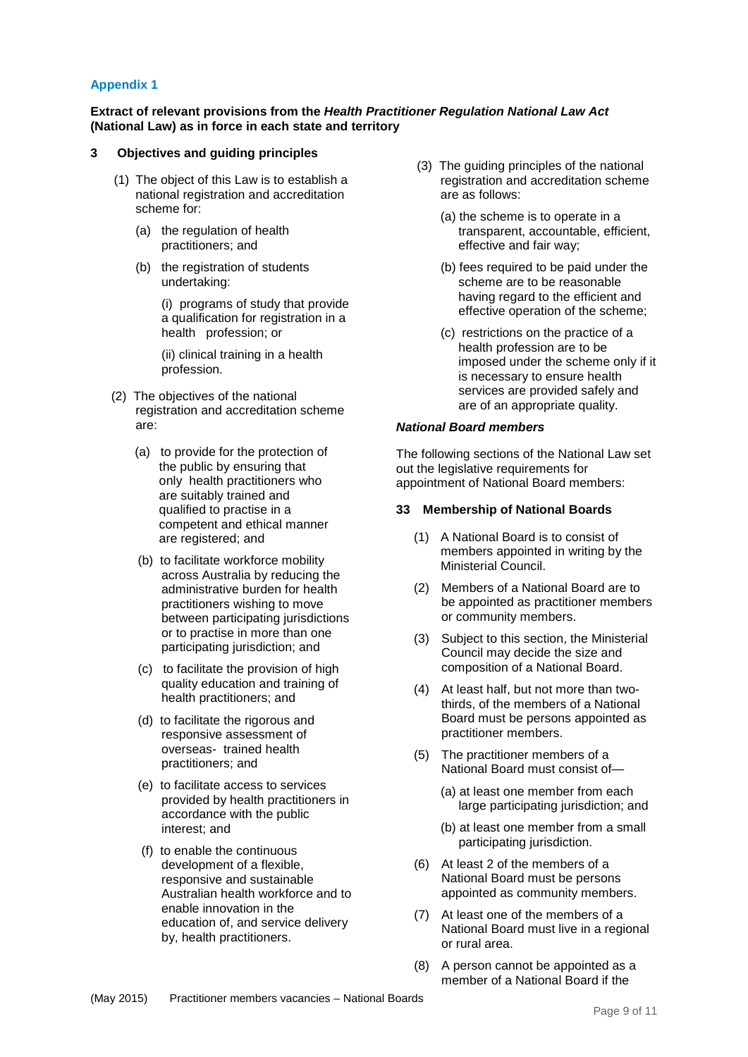## Appendix 1

**Extract of relevant provisions from the *Health Practitioner Regulation National Law Act* (National Law) as in force in each state and territory**

### 3 Objectives and guiding principles

(1) The object of this Law is to establish a national registration and accreditation scheme for:

- (a) the regulation of health practitioners; and
- (b) the registration of students undertaking:

  (i) programs of study that provide a qualification for registration in a health profession; or

  (ii) clinical training in a health profession.

(2) The objectives of the national registration and accreditation scheme are:

- (a) to provide for the protection of the public by ensuring that only health practitioners who are suitably trained and qualified to practise in a competent and ethical manner are registered; and
- (b) to facilitate workforce mobility across Australia by reducing the administrative burden for health practitioners wishing to move between participating jurisdictions or to practise in more than one participating jurisdiction; and
- (c) to facilitate the provision of high quality education and training of health practitioners; and
- (d) to facilitate the rigorous and responsive assessment of overseas- trained health practitioners; and
- (e) to facilitate access to services provided by health practitioners in accordance with the public interest; and
- (f) to enable the continuous development of a flexible, responsive and sustainable Australian health workforce and to enable innovation in the education of, and service delivery by, health practitioners.

(3) The guiding principles of the national registration and accreditation scheme are as follows:

- (a) the scheme is to operate in a transparent, accountable, efficient, effective and fair way;
- (b) fees required to be paid under the scheme are to be reasonable having regard to the efficient and effective operation of the scheme;
- (c) restrictions on the practice of a health profession are to be imposed under the scheme only if it is necessary to ensure health services are provided safely and are of an appropriate quality.

***National Board members***

The following sections of the National Law set out the legislative requirements for appointment of National Board members:

### 33 Membership of National Boards

(1) A National Board is to consist of members appointed in writing by the Ministerial Council.

(2) Members of a National Board are to be appointed as practitioner members or community members.

(3) Subject to this section, the Ministerial Council may decide the size and composition of a National Board.

(4) At least half, but not more than two-thirds, of the members of a National Board must be persons appointed as practitioner members.

(5) The practitioner members of a National Board must consist of—

- (a) at least one member from each large participating jurisdiction; and
- (b) at least one member from a small participating jurisdiction.

(6) At least 2 of the members of a National Board must be persons appointed as community members.

(7) At least one of the members of a National Board must live in a regional or rural area.

(8) A person cannot be appointed as a member of a National Board if the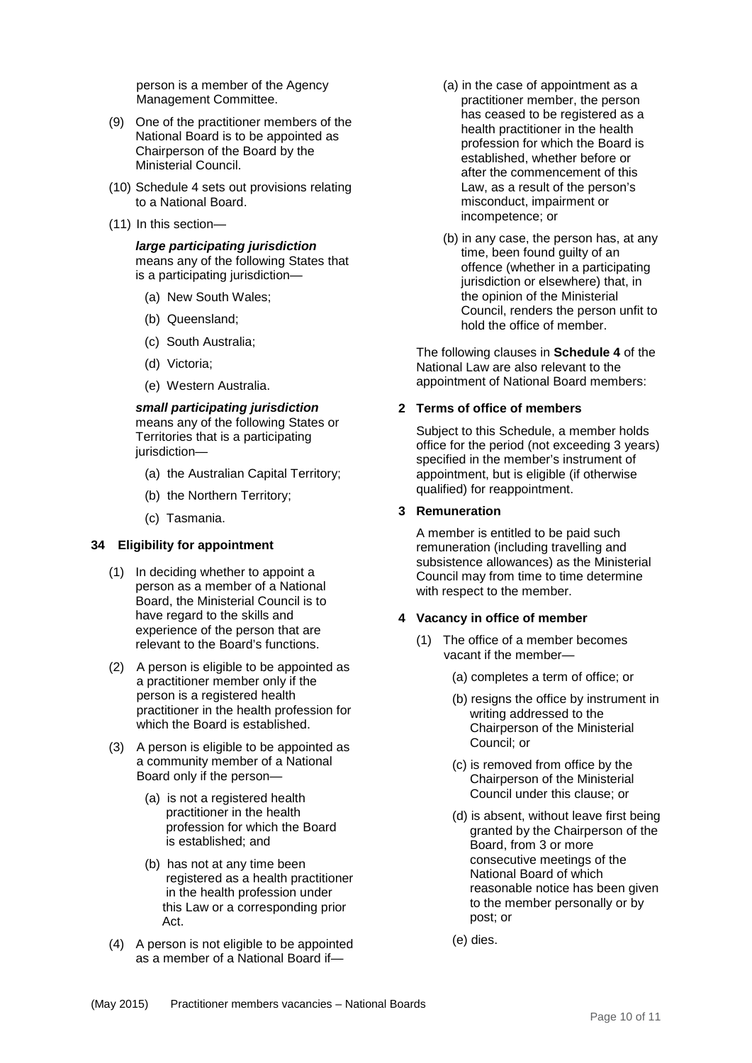person is a member of the Agency Management Committee.

(9) One of the practitioner members of the National Board is to be appointed as Chairperson of the Board by the Ministerial Council.

(10) Schedule 4 sets out provisions relating to a National Board.

(11) In this section—

***large participating jurisdiction*** means any of the following States that is a participating jurisdiction—

(a) New South Wales;

(b) Queensland;

(c) South Australia;

(d) Victoria;

(e) Western Australia.

***small participating jurisdiction*** means any of the following States or Territories that is a participating jurisdiction—

(a) the Australian Capital Territory;

(b) the Northern Territory;

(c) Tasmania.

### 34 Eligibility for appointment

(1) In deciding whether to appoint a person as a member of a National Board, the Ministerial Council is to have regard to the skills and experience of the person that are relevant to the Board's functions.

(2) A person is eligible to be appointed as a practitioner member only if the person is a registered health practitioner in the health profession for which the Board is established.

(3) A person is eligible to be appointed as a community member of a National Board only if the person—

(a) is not a registered health practitioner in the health profession for which the Board is established; and

(b) has not at any time been registered as a health practitioner in the health profession under this Law or a corresponding prior Act.

(4) A person is not eligible to be appointed as a member of a National Board if—

(a) in the case of appointment as a practitioner member, the person has ceased to be registered as a health practitioner in the health profession for which the Board is established, whether before or after the commencement of this Law, as a result of the person's misconduct, impairment or incompetence; or

(b) in any case, the person has, at any time, been found guilty of an offence (whether in a participating jurisdiction or elsewhere) that, in the opinion of the Ministerial Council, renders the person unfit to hold the office of member.

The following clauses in **Schedule 4** of the National Law are also relevant to the appointment of National Board members:

### 2 Terms of office of members

Subject to this Schedule, a member holds office for the period (not exceeding 3 years) specified in the member's instrument of appointment, but is eligible (if otherwise qualified) for reappointment.

### 3 Remuneration

A member is entitled to be paid such remuneration (including travelling and subsistence allowances) as the Ministerial Council may from time to time determine with respect to the member.

### 4 Vacancy in office of member

(1) The office of a member becomes vacant if the member—

(a) completes a term of office; or

(b) resigns the office by instrument in writing addressed to the Chairperson of the Ministerial Council; or

(c) is removed from office by the Chairperson of the Ministerial Council under this clause; or

(d) is absent, without leave first being granted by the Chairperson of the Board, from 3 or more consecutive meetings of the National Board of which reasonable notice has been given to the member personally or by post; or

(e) dies.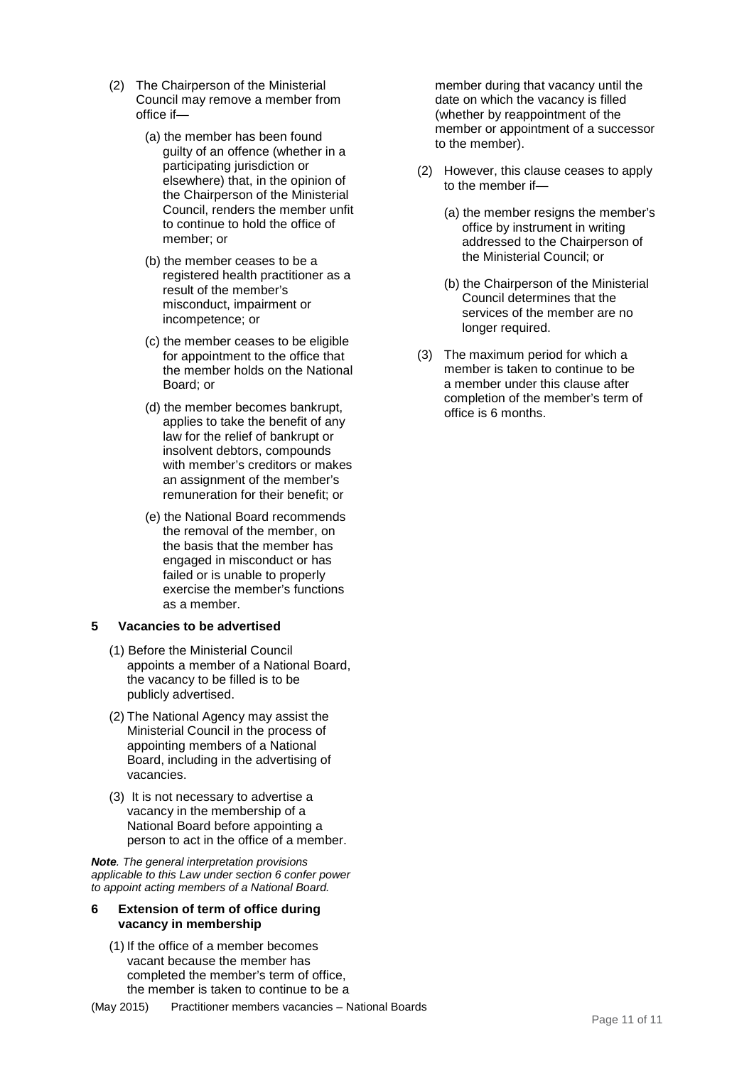(2) The Chairperson of the Ministerial Council may remove a member from office if—

(a) the member has been found guilty of an offence (whether in a participating jurisdiction or elsewhere) that, in the opinion of the Chairperson of the Ministerial Council, renders the member unfit to continue to hold the office of member; or

(b) the member ceases to be a registered health practitioner as a result of the member's misconduct, impairment or incompetence; or

(c) the member ceases to be eligible for appointment to the office that the member holds on the National Board; or

(d) the member becomes bankrupt, applies to take the benefit of any law for the relief of bankrupt or insolvent debtors, compounds with member's creditors or makes an assignment of the member's remuneration for their benefit; or

(e) the National Board recommends the removal of the member, on the basis that the member has engaged in misconduct or has failed or is unable to properly exercise the member's functions as a member.

**5 Vacancies to be advertised**

(1) Before the Ministerial Council appoints a member of a National Board, the vacancy to be filled is to be publicly advertised.

(2) The National Agency may assist the Ministerial Council in the process of appointing members of a National Board, including in the advertising of vacancies.

(3) It is not necessary to advertise a vacancy in the membership of a National Board before appointing a person to act in the office of a member.

***Note****. The general interpretation provisions applicable to this Law under section 6 confer power to appoint acting members of a National Board.*

**6 Extension of term of office during vacancy in membership**

(1) If the office of a member becomes vacant because the member has completed the member's term of office, the member is taken to continue to be a member during that vacancy until the date on which the vacancy is filled (whether by reappointment of the member or appointment of a successor to the member).

(2) However, this clause ceases to apply to the member if—

(a) the member resigns the member's office by instrument in writing addressed to the Chairperson of the Ministerial Council; or

(b) the Chairperson of the Ministerial Council determines that the services of the member are no longer required.

(3) The maximum period for which a member is taken to continue to be a member under this clause after completion of the member's term of office is 6 months.